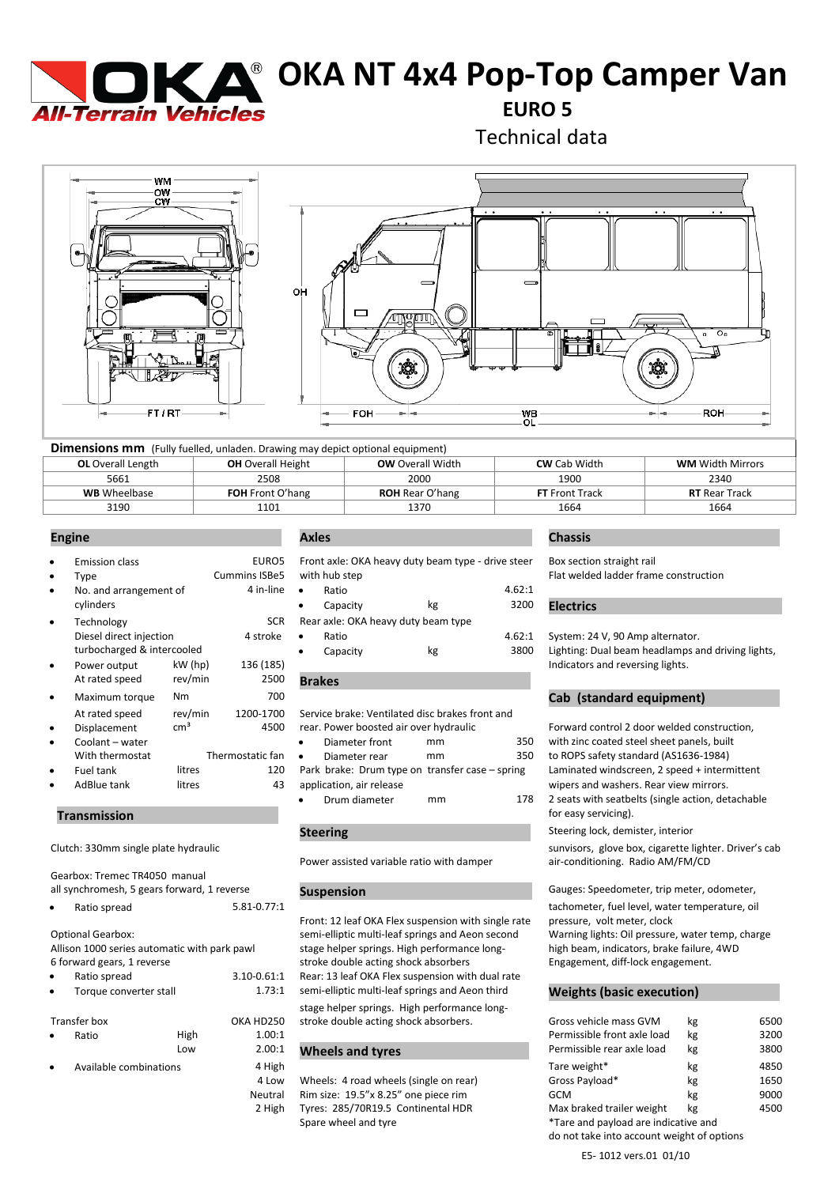# OKA NT 4x4 Pop-Top Camper Van

## EURO 5

### Technical data

**Dimensions mm** (Fully fuelled, unladen. Drawing may depict optional equipment)

| **OL** Overall Length | **OH** Overall Height | **OW** Overall Width | **CW** Cab Width | **WM** Width Mirrors |
|---|---|---|---|---|
| 5661 | 2508 | 2000 | 1900 | 2340 |
| **WB** Wheelbase | **FOH** Front O'hang | **ROH** Rear O'hang | **FT** Front Track | **RT** Rear Track |
| 3190 | 1101 | 1370 | 1664 | 1664 |

## Engine

| | | |
|---|---|---|
| • Emission class | | EURO5 |
| • Type | | Cummins ISBe5 |
| • No. and arrangement of cylinders | | 4 in-line |
| • Technology | | SCR |
| Diesel direct injection | | 4 stroke |
| turbocharged & intercooled | | |
| • Power output | kW (hp) | 136 (185) |
| At rated speed | rev/min | 2500 |
| • Maximum torque | Nm | 700 |
| At rated speed | rev/min | 1200-1700 |
| • Displacement | cm³ | 4500 |
| • Coolant – water | | |
| With thermostat | | Thermostatic fan |
| • Fuel tank | litres | 120 |
| • AdBlue tank | litres | 43 |

## Transmission

Clutch: 330mm single plate hydraulic

Gearbox: Tremec TR4050 manual
all synchromesh, 5 gears forward, 1 reverse

- Ratio spread 5.81-0.77:1

Optional Gearbox:
Allison 1000 series automatic with park pawl
6 forward gears, 1 reverse

- Ratio spread 3.10-0.61:1
- Torque converter stall 1.73:1

Transfer box OKA HD250

| | | |
|---|---|---|
| • Ratio | High | 1.00:1 |
| | Low | 2.00:1 |
| • Available combinations | | 4 High |
| | | 4 Low |
| | | Neutral |
| | | 2 High |

## Axles

Front axle: OKA heavy duty beam type - drive steer with hub step

| | | |
|---|---|---|
| • Ratio | | 4.62:1 |
| • Capacity | kg | 3200 |

Rear axle: OKA heavy duty beam type

| | | |
|---|---|---|
| • Ratio | | 4.62:1 |
| • Capacity | kg | 3800 |

## Brakes

Service brake: Ventilated disc brakes front and rear. Power boosted air over hydraulic

| | | |
|---|---|---|
| • Diameter front | mm | 350 |
| • Diameter rear | mm | 350 |

Park brake: Drum type on transfer case – spring application, air release

| | | |
|---|---|---|
| • Drum diameter | mm | 178 |

## Steering

Power assisted variable ratio with damper

## Suspension

Front: 12 leaf OKA Flex suspension with single rate semi-elliptic multi-leaf springs and Aeon second stage helper springs. High performance long-stroke double acting shock absorbers
Rear: 13 leaf OKA Flex suspension with dual rate semi-elliptic multi-leaf springs and Aeon third stage helper springs. High performance long-stroke double acting shock absorbers.

## Wheels and tyres

Wheels: 4 road wheels (single on rear)
Rim size: 19.5"x 8.25" one piece rim
Tyres: 285/70R19.5 Continental HDR
Spare wheel and tyre

## Chassis

Box section straight rail
Flat welded ladder frame construction

## Electrics

System: 24 V, 90 Amp alternator.
Lighting: Dual beam headlamps and driving lights, Indicators and reversing lights.

## Cab (standard equipment)

Forward control 2 door welded construction, with zinc coated steel sheet panels, built to ROPS safety standard (AS1636-1984)
Laminated windscreen, 2 speed + intermittent wipers and washers. Rear view mirrors.
2 seats with seatbelts (single action, detachable for easy servicing).
Steering lock, demister, interior sunvisors, glove box, cigarette lighter. Driver's cab air-conditioning. Radio AM/FM/CD

Gauges: Speedometer, trip meter, odometer, tachometer, fuel level, water temperature, oil pressure, volt meter, clock
Warning lights: Oil pressure, water temp, charge high beam, indicators, brake failure, 4WD Engagement, diff-lock engagement.

## Weights (basic execution)

| | | |
|---|---|---|
| Gross vehicle mass GVM | kg | 6500 |
| Permissible front axle load | kg | 3200 |
| Permissible rear axle load | kg | 3800 |
| Tare weight* | kg | 4850 |
| Gross Payload* | kg | 1650 |
| GCM | kg | 9000 |
| Max braked trailer weight | kg | 4500 |

*Tare and payload are indicative and do not take into account weight of options

E5- 1012 vers.01 01/10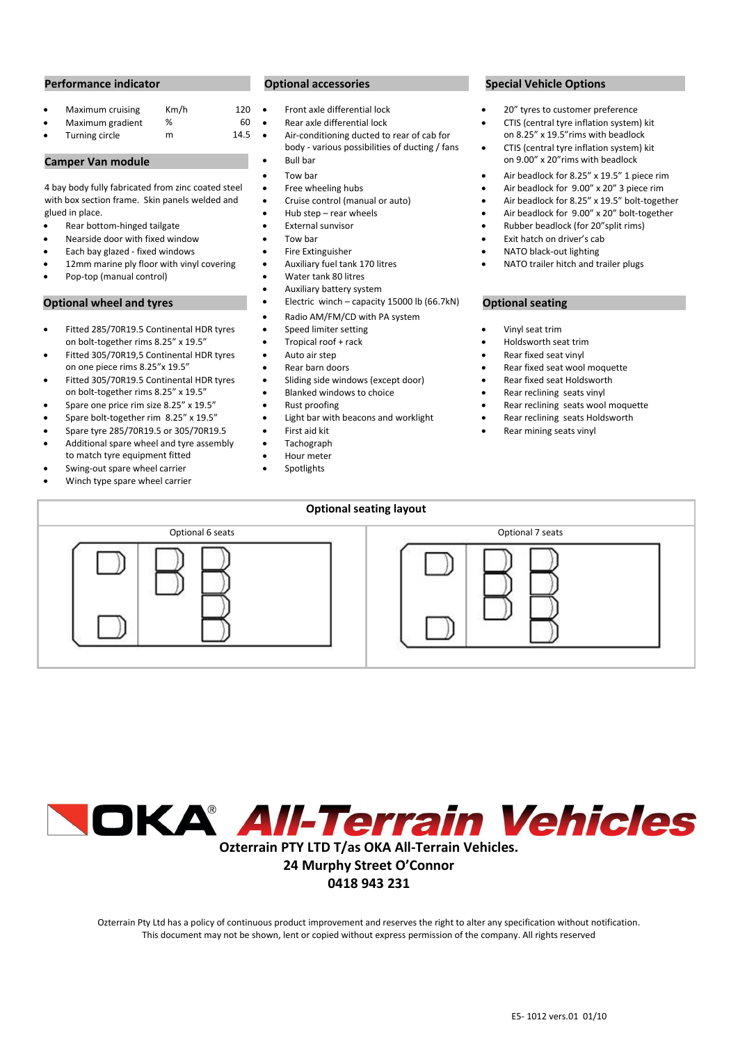## Performance indicator

| | | |
|---|---|---|
| Maximum cruising | Km/h | 120 |
| Maximum gradient | % | 60 |
| Turning circle | m | 14.5 |

## Camper Van module

4 bay body fully fabricated from zinc coated steel with box section frame. Skin panels welded and glued in place.

- Rear bottom-hinged tailgate
- Nearside door with fixed window
- Each bay glazed - fixed windows
- 12mm marine ply floor with vinyl covering
- Pop-top (manual control)

## Optional wheel and tyres

- Fitted 285/70R19.5 Continental HDR tyres on bolt-together rims 8.25" x 19.5"
- Fitted 305/70R19,5 Continental HDR tyres on one piece rims 8.25"x 19.5"
- Fitted 305/70R19.5 Continental HDR tyres on bolt-together rims 8.25" x 19.5"
- Spare one price rim size 8.25" x 19.5"
- Spare bolt-together rim 8.25" x 19.5"
- Spare tyre 285/70R19.5 or 305/70R19.5
- Additional spare wheel and tyre assembly to match tyre equipment fitted
- Swing-out spare wheel carrier
- Winch type spare wheel carrier

## Optional accessories

- Front axle differential lock
- Rear axle differential lock
- Air-conditioning ducted to rear of cab for body - various possibilities of ducting / fans
- Bull bar
- Tow bar
- Free wheeling hubs
- Cruise control (manual or auto)
- Hub step – rear wheels
- External sunvisor
- Tow bar
- Fire Extinguisher
- Auxiliary fuel tank 170 litres
- Water tank 80 litres
- Auxiliary battery system
- Electric winch – capacity 15000 lb (66.7kN)
- Radio AM/FM/CD with PA system
- Speed limiter setting
- Tropical roof + rack
- Auto air step
- Rear barn doors
- Sliding side windows (except door)
- Blanked windows to choice
- Rust proofing
- Light bar with beacons and worklight
- First aid kit
- Tachograph
- Hour meter
- Spotlights

## Special Vehicle Options

- 20" tyres to customer preference
- CTIS (central tyre inflation system) kit on 8.25" x 19.5"rims with beadlock
- CTIS (central tyre inflation system) kit on 9.00" x 20"rims with beadlock
- Air beadlock for 8.25" x 19.5" 1 piece rim
- Air beadlock for 9.00" x 20" 3 piece rim
- Air beadlock for 8.25" x 19.5" bolt-together
- Air beadlock for 9.00" x 20" bolt-together
- Rubber beadlock (for 20"split rims)
- Exit hatch on driver's cab
- NATO black-out lighting
- NATO trailer hitch and trailer plugs

## Optional seating

- Vinyl seat trim
- Holdsworth seat trim
- Rear fixed seat vinyl
- Rear fixed seat wool moquette
- Rear fixed seat Holdsworth
- Rear reclining seats vinyl
- Rear reclining seats wool moquette
- Rear reclining seats Holdsworth
- Rear mining seats vinyl

## Optional seating layout

Optional 6 seats

Optional 7 seats

**OKA® All-Terrain Vehicles**

**Ozterrain PTY LTD T/as OKA All-Terrain Vehicles.**
**24 Murphy Street O'Connor**
**0418 943 231**

Ozterrain Pty Ltd has a policy of continuous product improvement and reserves the right to alter any specification without notification. This document may not be shown, lent or copied without express permission of the company. All rights reserved

E5- 1012 vers.01 01/10